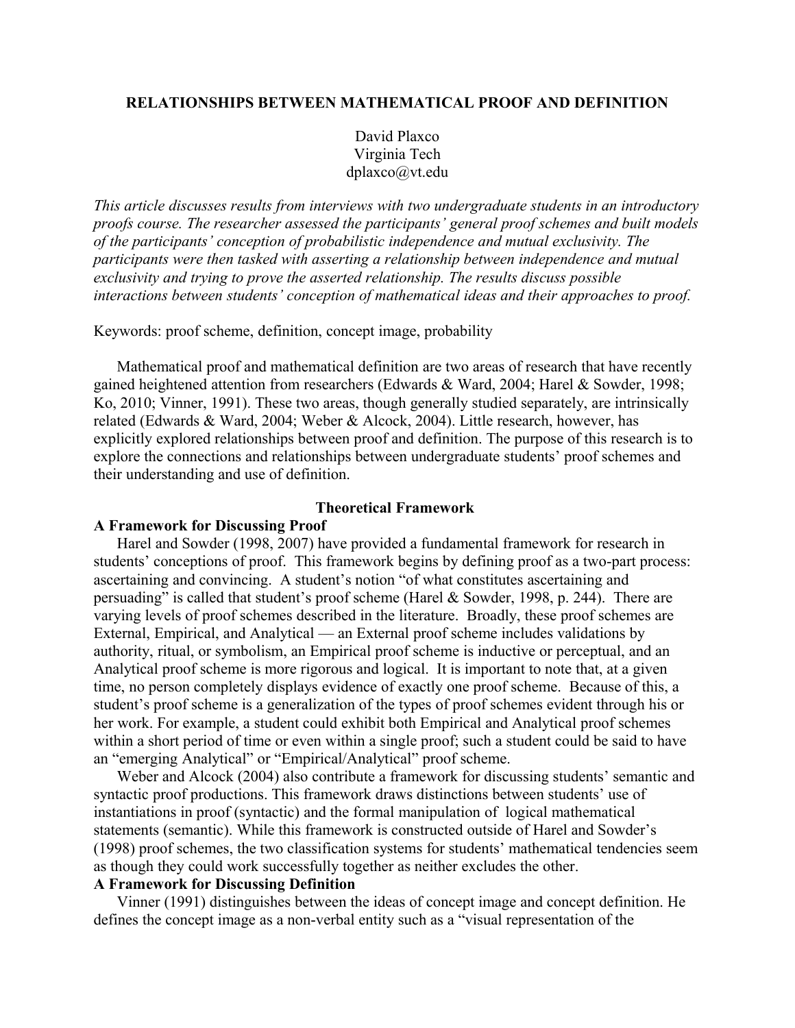# RELATIONSHIPS BETWEEN MATHEMATICAL PROOF AND DEFINITION

David Plaxco
Virginia Tech
dplaxco@vt.edu

*This article discusses results from interviews with two undergraduate students in an introductory proofs course. The researcher assessed the participants' general proof schemes and built models of the participants' conception of probabilistic independence and mutual exclusivity. The participants were then tasked with asserting a relationship between independence and mutual exclusivity and trying to prove the asserted relationship. The results discuss possible interactions between students' conception of mathematical ideas and their approaches to proof.*

Keywords: proof scheme, definition, concept image, probability

Mathematical proof and mathematical definition are two areas of research that have recently gained heightened attention from researchers (Edwards & Ward, 2004; Harel & Sowder, 1998; Ko, 2010; Vinner, 1991). These two areas, though generally studied separately, are intrinsically related (Edwards & Ward, 2004; Weber & Alcock, 2004). Little research, however, has explicitly explored relationships between proof and definition. The purpose of this research is to explore the connections and relationships between undergraduate students' proof schemes and their understanding and use of definition.

## Theoretical Framework

### A Framework for Discussing Proof

Harel and Sowder (1998, 2007) have provided a fundamental framework for research in students' conceptions of proof. This framework begins by defining proof as a two-part process: ascertaining and convincing. A student's notion "of what constitutes ascertaining and persuading" is called that student's proof scheme (Harel & Sowder, 1998, p. 244). There are varying levels of proof schemes described in the literature. Broadly, these proof schemes are External, Empirical, and Analytical — an External proof scheme includes validations by authority, ritual, or symbolism, an Empirical proof scheme is inductive or perceptual, and an Analytical proof scheme is more rigorous and logical. It is important to note that, at a given time, no person completely displays evidence of exactly one proof scheme. Because of this, a student's proof scheme is a generalization of the types of proof schemes evident through his or her work. For example, a student could exhibit both Empirical and Analytical proof schemes within a short period of time or even within a single proof; such a student could be said to have an "emerging Analytical" or "Empirical/Analytical" proof scheme.

Weber and Alcock (2004) also contribute a framework for discussing students' semantic and syntactic proof productions. This framework draws distinctions between students' use of instantiations in proof (syntactic) and the formal manipulation of logical mathematical statements (semantic). While this framework is constructed outside of Harel and Sowder's (1998) proof schemes, the two classification systems for students' mathematical tendencies seem as though they could work successfully together as neither excludes the other.

### A Framework for Discussing Definition

Vinner (1991) distinguishes between the ideas of concept image and concept definition. He defines the concept image as a non-verbal entity such as a "visual representation of the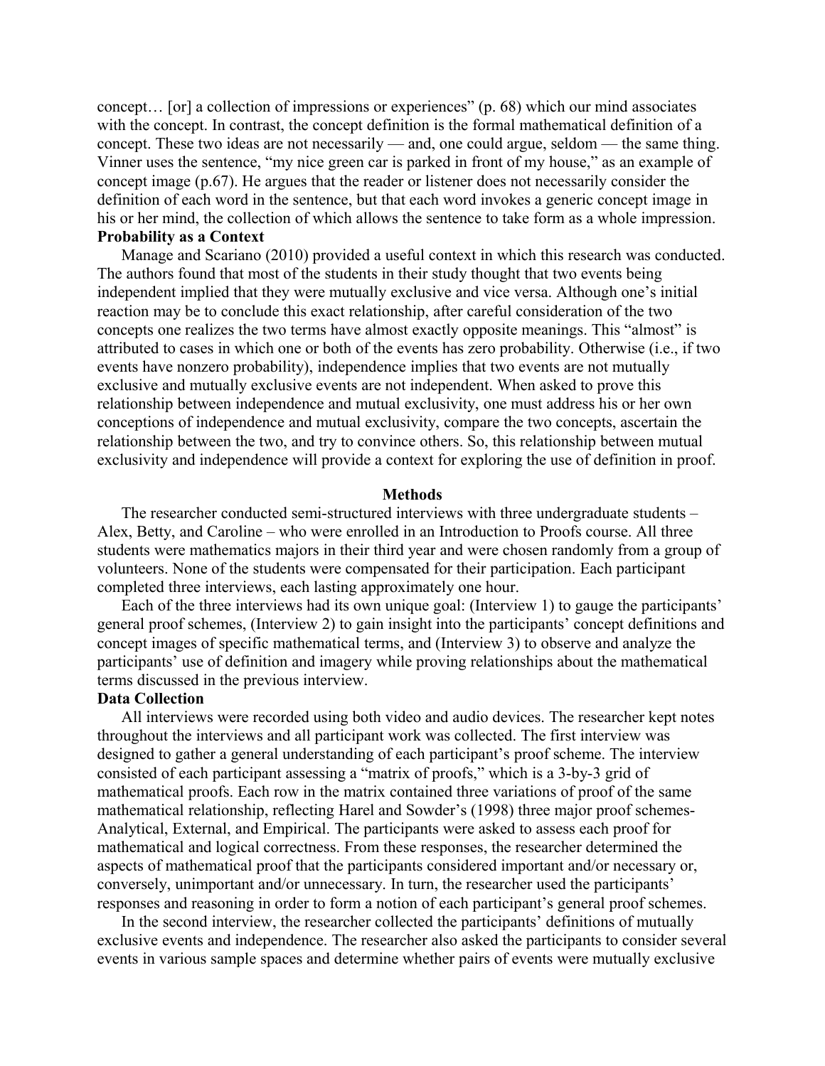concept… [or] a collection of impressions or experiences" (p. 68) which our mind associates with the concept. In contrast, the concept definition is the formal mathematical definition of a concept. These two ideas are not necessarily — and, one could argue, seldom — the same thing. Vinner uses the sentence, "my nice green car is parked in front of my house," as an example of concept image (p.67). He argues that the reader or listener does not necessarily consider the definition of each word in the sentence, but that each word invokes a generic concept image in his or her mind, the collection of which allows the sentence to take form as a whole impression.

**Probability as a Context**

Manage and Scariano (2010) provided a useful context in which this research was conducted. The authors found that most of the students in their study thought that two events being independent implied that they were mutually exclusive and vice versa. Although one's initial reaction may be to conclude this exact relationship, after careful consideration of the two concepts one realizes the two terms have almost exactly opposite meanings. This "almost" is attributed to cases in which one or both of the events has zero probability. Otherwise (i.e., if two events have nonzero probability), independence implies that two events are not mutually exclusive and mutually exclusive events are not independent. When asked to prove this relationship between independence and mutual exclusivity, one must address his or her own conceptions of independence and mutual exclusivity, compare the two concepts, ascertain the relationship between the two, and try to convince others. So, this relationship between mutual exclusivity and independence will provide a context for exploring the use of definition in proof.

## Methods

The researcher conducted semi-structured interviews with three undergraduate students – Alex, Betty, and Caroline – who were enrolled in an Introduction to Proofs course. All three students were mathematics majors in their third year and were chosen randomly from a group of volunteers. None of the students were compensated for their participation. Each participant completed three interviews, each lasting approximately one hour.

Each of the three interviews had its own unique goal: (Interview 1) to gauge the participants' general proof schemes, (Interview 2) to gain insight into the participants' concept definitions and concept images of specific mathematical terms, and (Interview 3) to observe and analyze the participants' use of definition and imagery while proving relationships about the mathematical terms discussed in the previous interview.

**Data Collection**

All interviews were recorded using both video and audio devices. The researcher kept notes throughout the interviews and all participant work was collected. The first interview was designed to gather a general understanding of each participant's proof scheme. The interview consisted of each participant assessing a "matrix of proofs," which is a 3-by-3 grid of mathematical proofs. Each row in the matrix contained three variations of proof of the same mathematical relationship, reflecting Harel and Sowder's (1998) three major proof schemes- Analytical, External, and Empirical. The participants were asked to assess each proof for mathematical and logical correctness. From these responses, the researcher determined the aspects of mathematical proof that the participants considered important and/or necessary or, conversely, unimportant and/or unnecessary. In turn, the researcher used the participants' responses and reasoning in order to form a notion of each participant's general proof schemes.

In the second interview, the researcher collected the participants' definitions of mutually exclusive events and independence. The researcher also asked the participants to consider several events in various sample spaces and determine whether pairs of events were mutually exclusive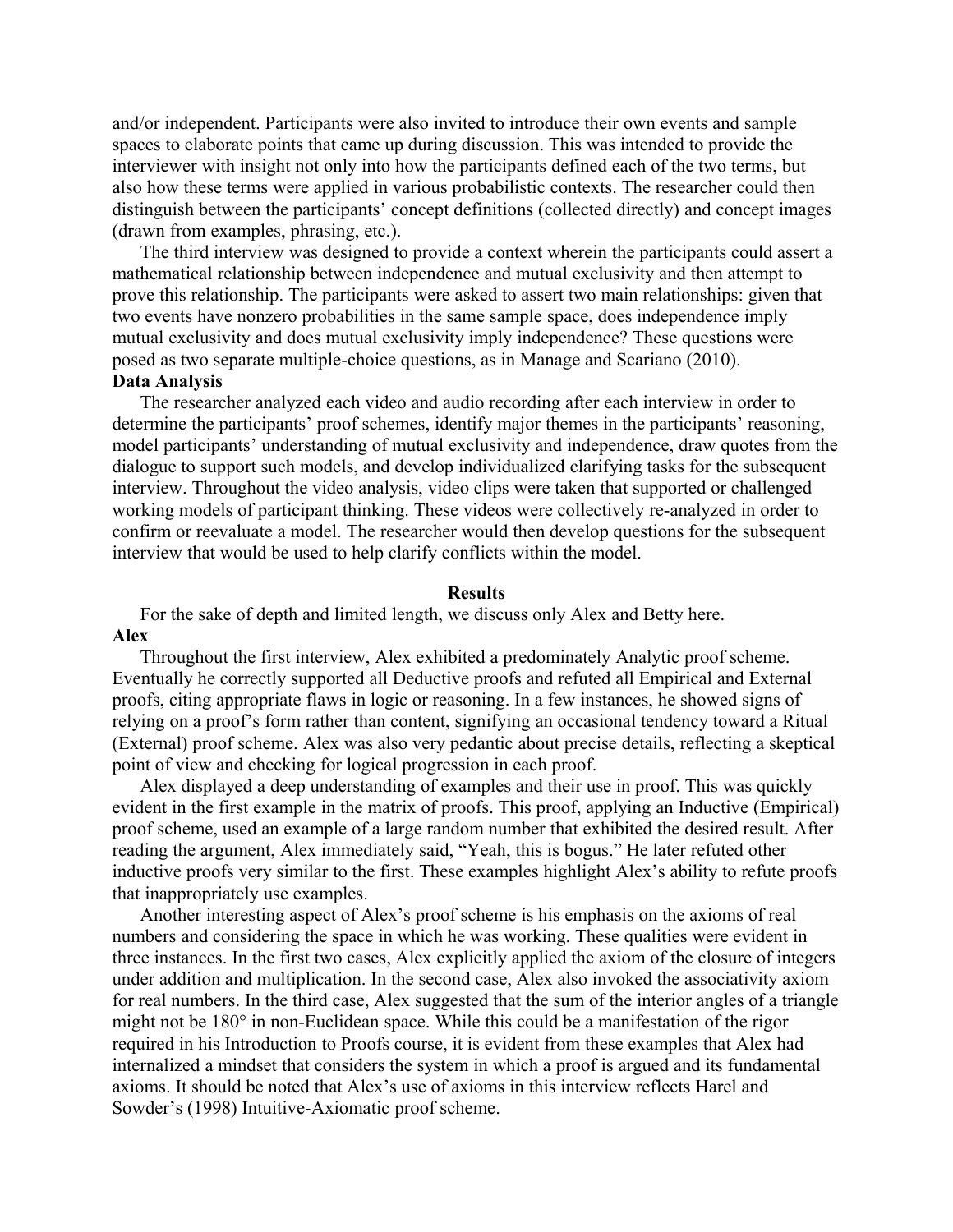and/or independent. Participants were also invited to introduce their own events and sample spaces to elaborate points that came up during discussion. This was intended to provide the interviewer with insight not only into how the participants defined each of the two terms, but also how these terms were applied in various probabilistic contexts. The researcher could then distinguish between the participants' concept definitions (collected directly) and concept images (drawn from examples, phrasing, etc.).

The third interview was designed to provide a context wherein the participants could assert a mathematical relationship between independence and mutual exclusivity and then attempt to prove this relationship. The participants were asked to assert two main relationships: given that two events have nonzero probabilities in the same sample space, does independence imply mutual exclusivity and does mutual exclusivity imply independence? These questions were posed as two separate multiple-choice questions, as in Manage and Scariano (2010).

**Data Analysis**

The researcher analyzed each video and audio recording after each interview in order to determine the participants' proof schemes, identify major themes in the participants' reasoning, model participants' understanding of mutual exclusivity and independence, draw quotes from the dialogue to support such models, and develop individualized clarifying tasks for the subsequent interview. Throughout the video analysis, video clips were taken that supported or challenged working models of participant thinking. These videos were collectively re-analyzed in order to confirm or reevaluate a model. The researcher would then develop questions for the subsequent interview that would be used to help clarify conflicts within the model.

## Results

For the sake of depth and limited length, we discuss only Alex and Betty here.

**Alex**

Throughout the first interview, Alex exhibited a predominately Analytic proof scheme. Eventually he correctly supported all Deductive proofs and refuted all Empirical and External proofs, citing appropriate flaws in logic or reasoning. In a few instances, he showed signs of relying on a proof's form rather than content, signifying an occasional tendency toward a Ritual (External) proof scheme. Alex was also very pedantic about precise details, reflecting a skeptical point of view and checking for logical progression in each proof.

Alex displayed a deep understanding of examples and their use in proof. This was quickly evident in the first example in the matrix of proofs. This proof, applying an Inductive (Empirical) proof scheme, used an example of a large random number that exhibited the desired result. After reading the argument, Alex immediately said, "Yeah, this is bogus." He later refuted other inductive proofs very similar to the first. These examples highlight Alex's ability to refute proofs that inappropriately use examples.

Another interesting aspect of Alex's proof scheme is his emphasis on the axioms of real numbers and considering the space in which he was working. These qualities were evident in three instances. In the first two cases, Alex explicitly applied the axiom of the closure of integers under addition and multiplication. In the second case, Alex also invoked the associativity axiom for real numbers. In the third case, Alex suggested that the sum of the interior angles of a triangle might not be 180° in non-Euclidean space. While this could be a manifestation of the rigor required in his Introduction to Proofs course, it is evident from these examples that Alex had internalized a mindset that considers the system in which a proof is argued and its fundamental axioms. It should be noted that Alex's use of axioms in this interview reflects Harel and Sowder's (1998) Intuitive-Axiomatic proof scheme.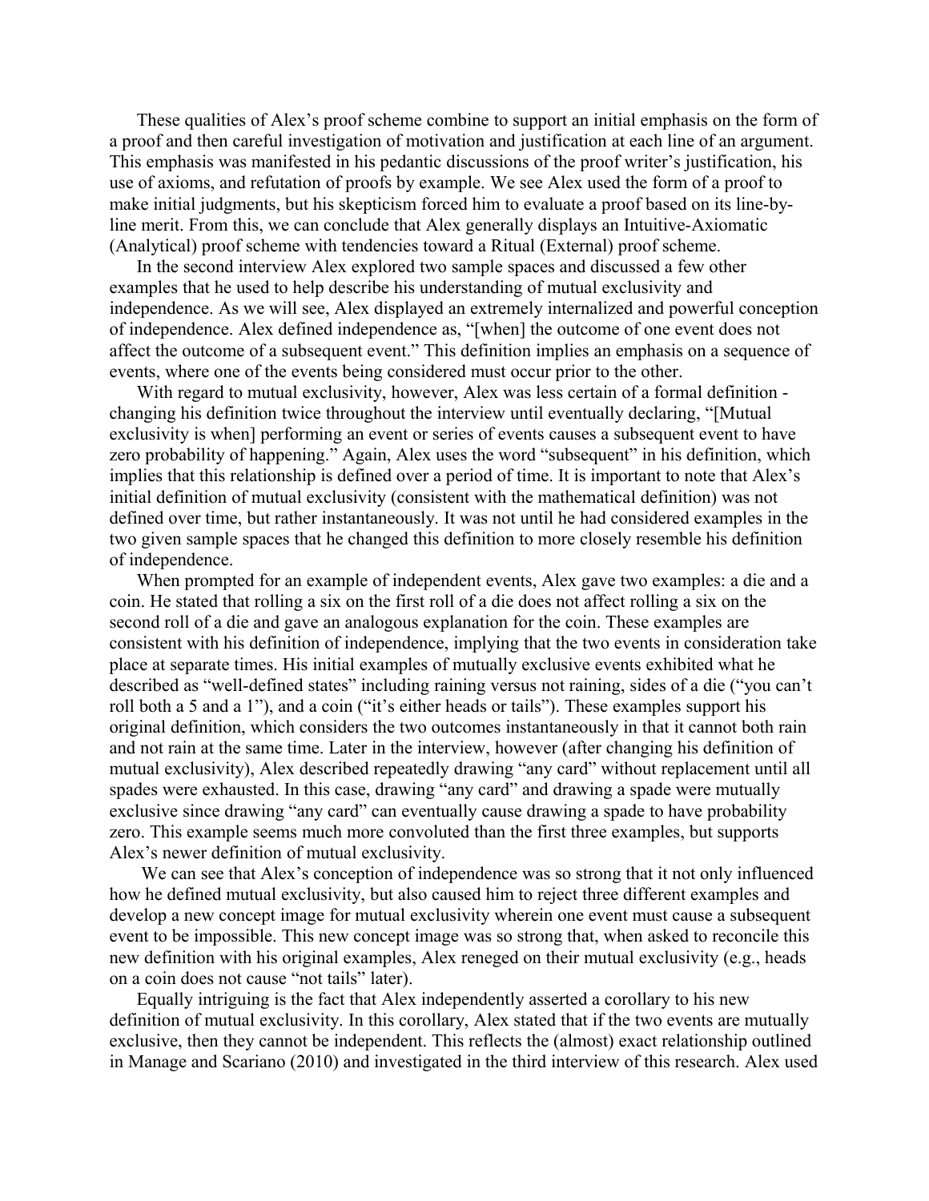These qualities of Alex's proof scheme combine to support an initial emphasis on the form of a proof and then careful investigation of motivation and justification at each line of an argument. This emphasis was manifested in his pedantic discussions of the proof writer's justification, his use of axioms, and refutation of proofs by example. We see Alex used the form of a proof to make initial judgments, but his skepticism forced him to evaluate a proof based on its line-by-line merit. From this, we can conclude that Alex generally displays an Intuitive-Axiomatic (Analytical) proof scheme with tendencies toward a Ritual (External) proof scheme.

In the second interview Alex explored two sample spaces and discussed a few other examples that he used to help describe his understanding of mutual exclusivity and independence. As we will see, Alex displayed an extremely internalized and powerful conception of independence. Alex defined independence as, "[when] the outcome of one event does not affect the outcome of a subsequent event." This definition implies an emphasis on a sequence of events, where one of the events being considered must occur prior to the other.

With regard to mutual exclusivity, however, Alex was less certain of a formal definition - changing his definition twice throughout the interview until eventually declaring, "[Mutual exclusivity is when] performing an event or series of events causes a subsequent event to have zero probability of happening." Again, Alex uses the word "subsequent" in his definition, which implies that this relationship is defined over a period of time. It is important to note that Alex's initial definition of mutual exclusivity (consistent with the mathematical definition) was not defined over time, but rather instantaneously. It was not until he had considered examples in the two given sample spaces that he changed this definition to more closely resemble his definition of independence.

When prompted for an example of independent events, Alex gave two examples: a die and a coin. He stated that rolling a six on the first roll of a die does not affect rolling a six on the second roll of a die and gave an analogous explanation for the coin. These examples are consistent with his definition of independence, implying that the two events in consideration take place at separate times. His initial examples of mutually exclusive events exhibited what he described as "well-defined states" including raining versus not raining, sides of a die ("you can't roll both a 5 and a 1"), and a coin ("it's either heads or tails"). These examples support his original definition, which considers the two outcomes instantaneously in that it cannot both rain and not rain at the same time. Later in the interview, however (after changing his definition of mutual exclusivity), Alex described repeatedly drawing "any card" without replacement until all spades were exhausted. In this case, drawing "any card" and drawing a spade were mutually exclusive since drawing "any card" can eventually cause drawing a spade to have probability zero. This example seems much more convoluted than the first three examples, but supports Alex's newer definition of mutual exclusivity.

We can see that Alex's conception of independence was so strong that it not only influenced how he defined mutual exclusivity, but also caused him to reject three different examples and develop a new concept image for mutual exclusivity wherein one event must cause a subsequent event to be impossible. This new concept image was so strong that, when asked to reconcile this new definition with his original examples, Alex reneged on their mutual exclusivity (e.g., heads on a coin does not cause "not tails" later).

Equally intriguing is the fact that Alex independently asserted a corollary to his new definition of mutual exclusivity. In this corollary, Alex stated that if the two events are mutually exclusive, then they cannot be independent. This reflects the (almost) exact relationship outlined in Manage and Scariano (2010) and investigated in the third interview of this research. Alex used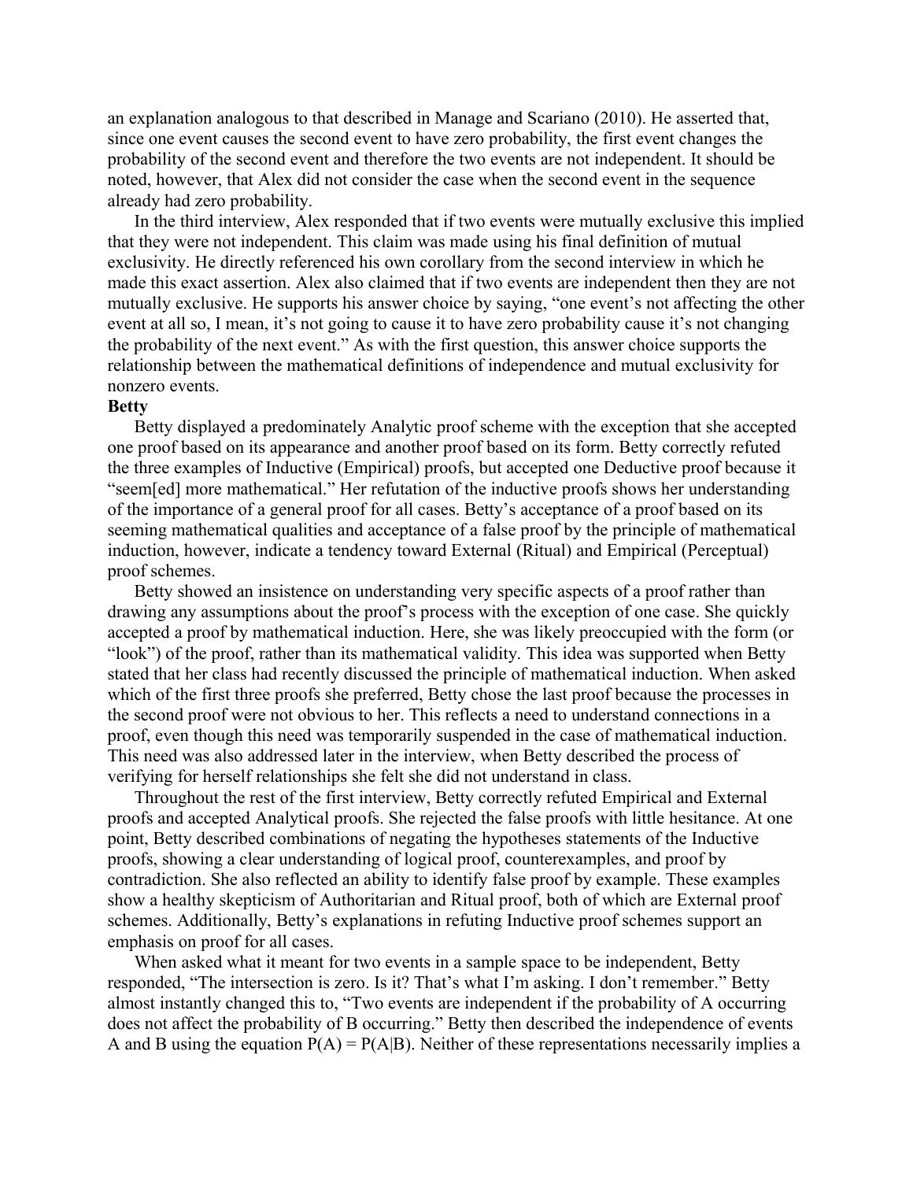an explanation analogous to that described in Manage and Scariano (2010). He asserted that, since one event causes the second event to have zero probability, the first event changes the probability of the second event and therefore the two events are not independent. It should be noted, however, that Alex did not consider the case when the second event in the sequence already had zero probability.

In the third interview, Alex responded that if two events were mutually exclusive this implied that they were not independent. This claim was made using his final definition of mutual exclusivity. He directly referenced his own corollary from the second interview in which he made this exact assertion. Alex also claimed that if two events are independent then they are not mutually exclusive. He supports his answer choice by saying, "one event's not affecting the other event at all so, I mean, it's not going to cause it to have zero probability cause it's not changing the probability of the next event." As with the first question, this answer choice supports the relationship between the mathematical definitions of independence and mutual exclusivity for nonzero events.

**Betty**

Betty displayed a predominately Analytic proof scheme with the exception that she accepted one proof based on its appearance and another proof based on its form. Betty correctly refuted the three examples of Inductive (Empirical) proofs, but accepted one Deductive proof because it "seem[ed] more mathematical." Her refutation of the inductive proofs shows her understanding of the importance of a general proof for all cases. Betty's acceptance of a proof based on its seeming mathematical qualities and acceptance of a false proof by the principle of mathematical induction, however, indicate a tendency toward External (Ritual) and Empirical (Perceptual) proof schemes.

Betty showed an insistence on understanding very specific aspects of a proof rather than drawing any assumptions about the proof's process with the exception of one case. She quickly accepted a proof by mathematical induction. Here, she was likely preoccupied with the form (or "look") of the proof, rather than its mathematical validity. This idea was supported when Betty stated that her class had recently discussed the principle of mathematical induction. When asked which of the first three proofs she preferred, Betty chose the last proof because the processes in the second proof were not obvious to her. This reflects a need to understand connections in a proof, even though this need was temporarily suspended in the case of mathematical induction. This need was also addressed later in the interview, when Betty described the process of verifying for herself relationships she felt she did not understand in class.

Throughout the rest of the first interview, Betty correctly refuted Empirical and External proofs and accepted Analytical proofs. She rejected the false proofs with little hesitance. At one point, Betty described combinations of negating the hypotheses statements of the Inductive proofs, showing a clear understanding of logical proof, counterexamples, and proof by contradiction. She also reflected an ability to identify false proof by example. These examples show a healthy skepticism of Authoritarian and Ritual proof, both of which are External proof schemes. Additionally, Betty's explanations in refuting Inductive proof schemes support an emphasis on proof for all cases.

When asked what it meant for two events in a sample space to be independent, Betty responded, "The intersection is zero. Is it? That's what I'm asking. I don't remember." Betty almost instantly changed this to, "Two events are independent if the probability of A occurring does not affect the probability of B occurring." Betty then described the independence of events A and B using the equation $P(A) = P(A|B)$. Neither of these representations necessarily implies a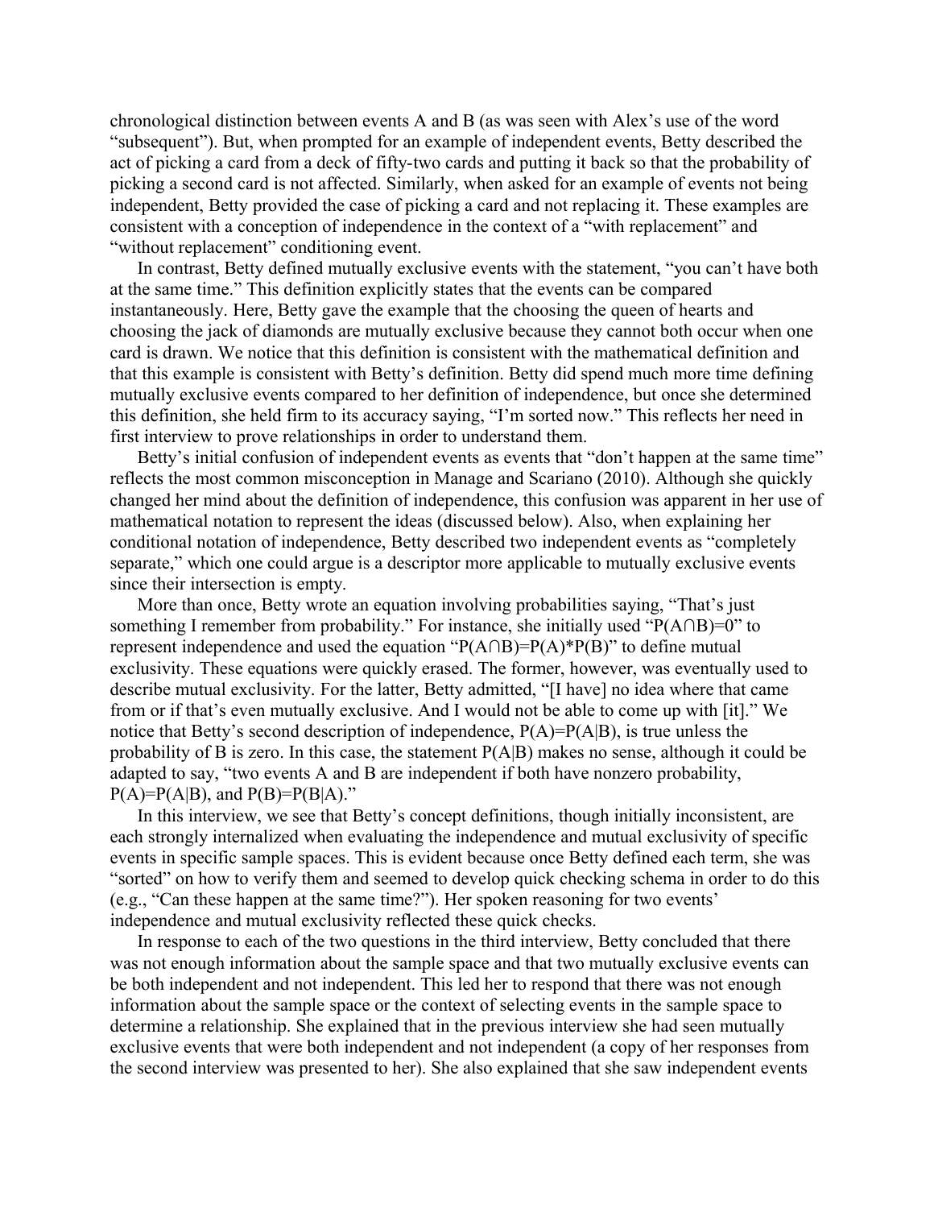chronological distinction between events A and B (as was seen with Alex's use of the word "subsequent"). But, when prompted for an example of independent events, Betty described the act of picking a card from a deck of fifty-two cards and putting it back so that the probability of picking a second card is not affected. Similarly, when asked for an example of events not being independent, Betty provided the case of picking a card and not replacing it. These examples are consistent with a conception of independence in the context of a "with replacement" and "without replacement" conditioning event.

In contrast, Betty defined mutually exclusive events with the statement, "you can't have both at the same time." This definition explicitly states that the events can be compared instantaneously. Here, Betty gave the example that the choosing the queen of hearts and choosing the jack of diamonds are mutually exclusive because they cannot both occur when one card is drawn. We notice that this definition is consistent with the mathematical definition and that this example is consistent with Betty's definition. Betty did spend much more time defining mutually exclusive events compared to her definition of independence, but once she determined this definition, she held firm to its accuracy saying, "I'm sorted now." This reflects her need in first interview to prove relationships in order to understand them.

Betty's initial confusion of independent events as events that "don't happen at the same time" reflects the most common misconception in Manage and Scariano (2010). Although she quickly changed her mind about the definition of independence, this confusion was apparent in her use of mathematical notation to represent the ideas (discussed below). Also, when explaining her conditional notation of independence, Betty described two independent events as "completely separate," which one could argue is a descriptor more applicable to mutually exclusive events since their intersection is empty.

More than once, Betty wrote an equation involving probabilities saying, "That's just something I remember from probability." For instance, she initially used "$P(A \cap B)=0$" to represent independence and used the equation "$P(A \cap B)=P(A)*P(B)$" to define mutual exclusivity. These equations were quickly erased. The former, however, was eventually used to describe mutual exclusivity. For the latter, Betty admitted, "[I have] no idea where that came from or if that's even mutually exclusive. And I would not be able to come up with [it]." We notice that Betty's second description of independence, $P(A)=P(A|B)$, is true unless the probability of B is zero. In this case, the statement $P(A|B)$ makes no sense, although it could be adapted to say, "two events A and B are independent if both have nonzero probability, $P(A)=P(A|B)$, and $P(B)=P(B|A)$."

In this interview, we see that Betty's concept definitions, though initially inconsistent, are each strongly internalized when evaluating the independence and mutual exclusivity of specific events in specific sample spaces. This is evident because once Betty defined each term, she was "sorted" on how to verify them and seemed to develop quick checking schema in order to do this (e.g., "Can these happen at the same time?"). Her spoken reasoning for two events' independence and mutual exclusivity reflected these quick checks.

In response to each of the two questions in the third interview, Betty concluded that there was not enough information about the sample space and that two mutually exclusive events can be both independent and not independent. This led her to respond that there was not enough information about the sample space or the context of selecting events in the sample space to determine a relationship. She explained that in the previous interview she had seen mutually exclusive events that were both independent and not independent (a copy of her responses from the second interview was presented to her). She also explained that she saw independent events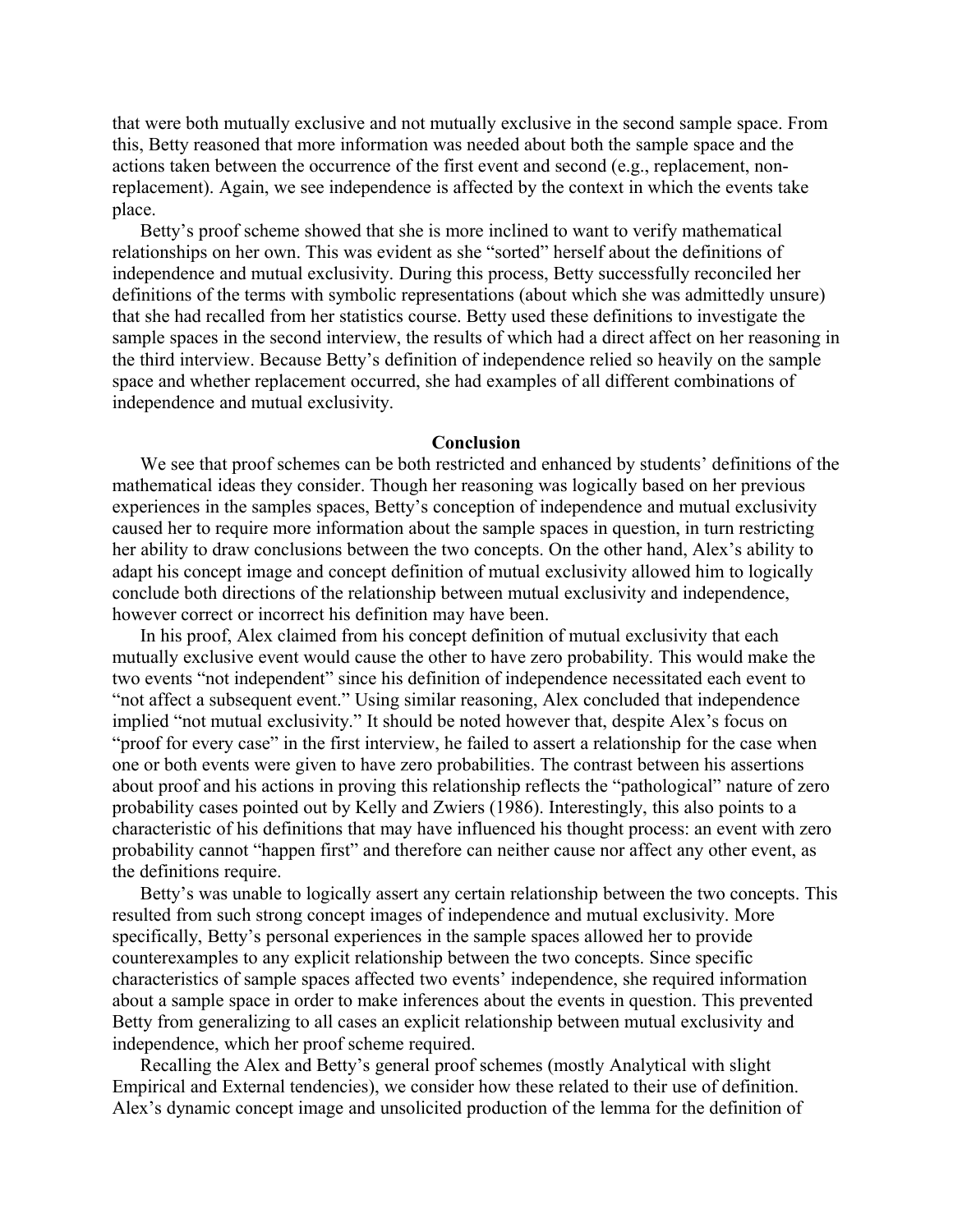that were both mutually exclusive and not mutually exclusive in the second sample space. From this, Betty reasoned that more information was needed about both the sample space and the actions taken between the occurrence of the first event and second (e.g., replacement, non-replacement). Again, we see independence is affected by the context in which the events take place.

Betty's proof scheme showed that she is more inclined to want to verify mathematical relationships on her own. This was evident as she "sorted" herself about the definitions of independence and mutual exclusivity. During this process, Betty successfully reconciled her definitions of the terms with symbolic representations (about which she was admittedly unsure) that she had recalled from her statistics course. Betty used these definitions to investigate the sample spaces in the second interview, the results of which had a direct affect on her reasoning in the third interview. Because Betty's definition of independence relied so heavily on the sample space and whether replacement occurred, she had examples of all different combinations of independence and mutual exclusivity.

## Conclusion

We see that proof schemes can be both restricted and enhanced by students' definitions of the mathematical ideas they consider. Though her reasoning was logically based on her previous experiences in the samples spaces, Betty's conception of independence and mutual exclusivity caused her to require more information about the sample spaces in question, in turn restricting her ability to draw conclusions between the two concepts. On the other hand, Alex's ability to adapt his concept image and concept definition of mutual exclusivity allowed him to logically conclude both directions of the relationship between mutual exclusivity and independence, however correct or incorrect his definition may have been.

In his proof, Alex claimed from his concept definition of mutual exclusivity that each mutually exclusive event would cause the other to have zero probability. This would make the two events "not independent" since his definition of independence necessitated each event to "not affect a subsequent event." Using similar reasoning, Alex concluded that independence implied "not mutual exclusivity." It should be noted however that, despite Alex's focus on "proof for every case" in the first interview, he failed to assert a relationship for the case when one or both events were given to have zero probabilities. The contrast between his assertions about proof and his actions in proving this relationship reflects the "pathological" nature of zero probability cases pointed out by Kelly and Zwiers (1986). Interestingly, this also points to a characteristic of his definitions that may have influenced his thought process: an event with zero probability cannot "happen first" and therefore can neither cause nor affect any other event, as the definitions require.

Betty's was unable to logically assert any certain relationship between the two concepts. This resulted from such strong concept images of independence and mutual exclusivity. More specifically, Betty's personal experiences in the sample spaces allowed her to provide counterexamples to any explicit relationship between the two concepts. Since specific characteristics of sample spaces affected two events' independence, she required information about a sample space in order to make inferences about the events in question. This prevented Betty from generalizing to all cases an explicit relationship between mutual exclusivity and independence, which her proof scheme required.

Recalling the Alex and Betty's general proof schemes (mostly Analytical with slight Empirical and External tendencies), we consider how these related to their use of definition. Alex's dynamic concept image and unsolicited production of the lemma for the definition of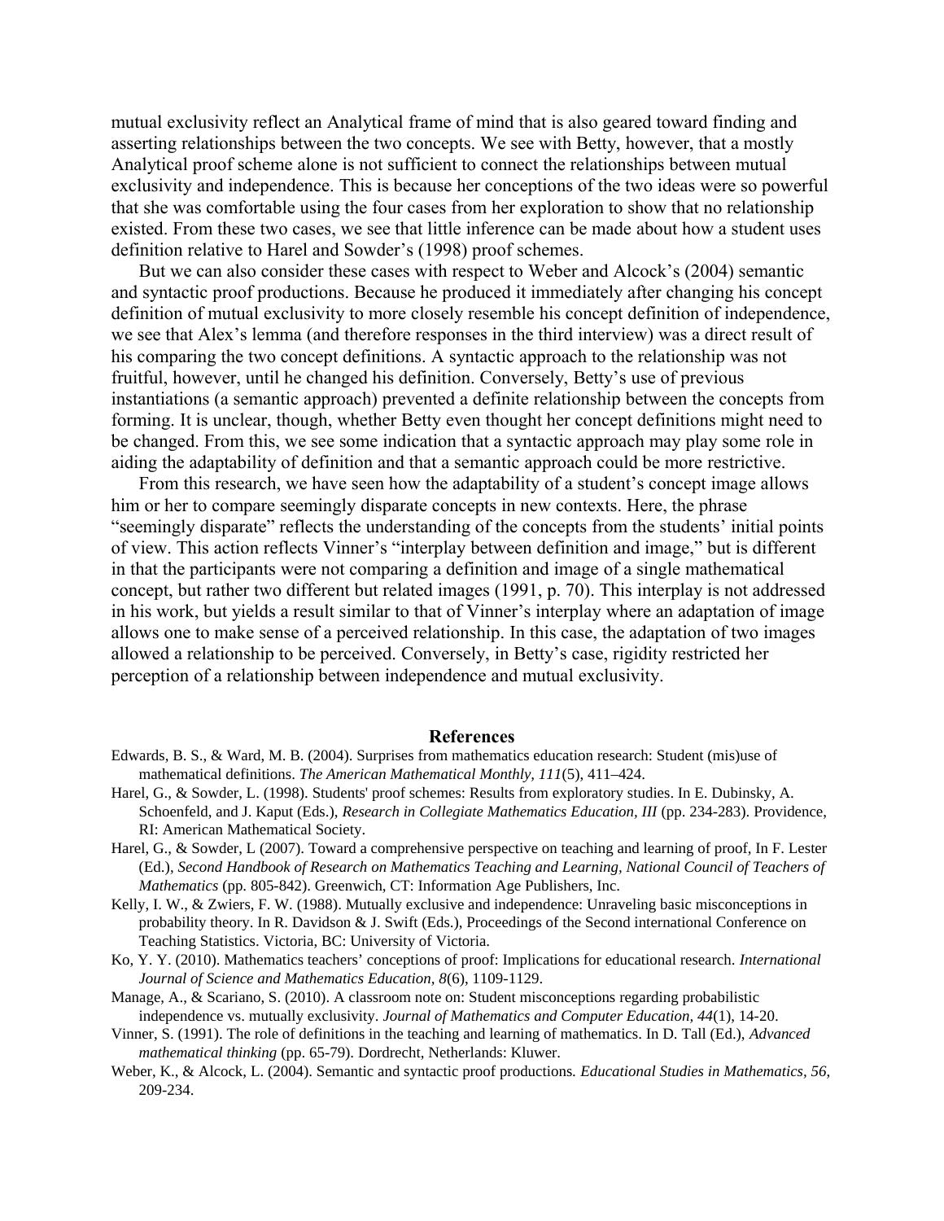mutual exclusivity reflect an Analytical frame of mind that is also geared toward finding and asserting relationships between the two concepts. We see with Betty, however, that a mostly Analytical proof scheme alone is not sufficient to connect the relationships between mutual exclusivity and independence. This is because her conceptions of the two ideas were so powerful that she was comfortable using the four cases from her exploration to show that no relationship existed. From these two cases, we see that little inference can be made about how a student uses definition relative to Harel and Sowder's (1998) proof schemes.

But we can also consider these cases with respect to Weber and Alcock's (2004) semantic and syntactic proof productions. Because he produced it immediately after changing his concept definition of mutual exclusivity to more closely resemble his concept definition of independence, we see that Alex's lemma (and therefore responses in the third interview) was a direct result of his comparing the two concept definitions. A syntactic approach to the relationship was not fruitful, however, until he changed his definition. Conversely, Betty's use of previous instantiations (a semantic approach) prevented a definite relationship between the concepts from forming. It is unclear, though, whether Betty even thought her concept definitions might need to be changed. From this, we see some indication that a syntactic approach may play some role in aiding the adaptability of definition and that a semantic approach could be more restrictive.

From this research, we have seen how the adaptability of a student's concept image allows him or her to compare seemingly disparate concepts in new contexts. Here, the phrase "seemingly disparate" reflects the understanding of the concepts from the students' initial points of view. This action reflects Vinner's "interplay between definition and image," but is different in that the participants were not comparing a definition and image of a single mathematical concept, but rather two different but related images (1991, p. 70). This interplay is not addressed in his work, but yields a result similar to that of Vinner's interplay where an adaptation of image allows one to make sense of a perceived relationship. In this case, the adaptation of two images allowed a relationship to be perceived. Conversely, in Betty's case, rigidity restricted her perception of a relationship between independence and mutual exclusivity.

## References

Edwards, B. S., & Ward, M. B. (2004). Surprises from mathematics education research: Student (mis)use of mathematical definitions. *The American Mathematical Monthly, 111*(5), 411–424.

Harel, G., & Sowder, L. (1998). Students' proof schemes: Results from exploratory studies. In E. Dubinsky, A. Schoenfeld, and J. Kaput (Eds.), *Research in Collegiate Mathematics Education, III* (pp. 234-283). Providence, RI: American Mathematical Society.

Harel, G., & Sowder, L (2007). Toward a comprehensive perspective on teaching and learning of proof, In F. Lester (Ed.), *Second Handbook of Research on Mathematics Teaching and Learning, National Council of Teachers of Mathematics* (pp. 805-842). Greenwich, CT: Information Age Publishers, Inc.

Kelly, I. W., & Zwiers, F. W. (1988). Mutually exclusive and independence: Unraveling basic misconceptions in probability theory. In R. Davidson & J. Swift (Eds.), Proceedings of the Second international Conference on Teaching Statistics. Victoria, BC: University of Victoria.

Ko, Y. Y. (2010). Mathematics teachers' conceptions of proof: Implications for educational research. *International Journal of Science and Mathematics Education, 8*(6), 1109-1129.

Manage, A., & Scariano, S. (2010). A classroom note on: Student misconceptions regarding probabilistic independence vs. mutually exclusivity. *Journal of Mathematics and Computer Education, 44*(1), 14-20.

Vinner, S. (1991). The role of definitions in the teaching and learning of mathematics. In D. Tall (Ed.), *Advanced mathematical thinking* (pp. 65-79). Dordrecht, Netherlands: Kluwer.

Weber, K., & Alcock, L. (2004). Semantic and syntactic proof productions*. Educational Studies in Mathematics, 56*, 209-234.